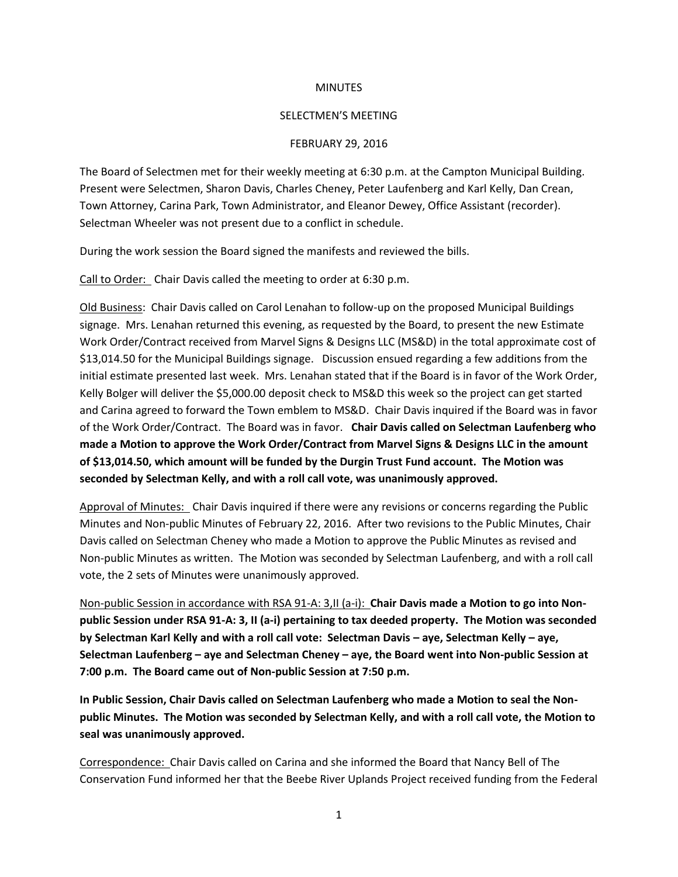MINUTES

SELECTMEN'S MEETING

FEBRUARY 29, 2016

The Board of Selectmen met for their weekly meeting at 6:30 p.m. at the Campton Municipal Building. Present were Selectmen, Sharon Davis, Charles Cheney, Peter Laufenberg and Karl Kelly, Dan Crean, Town Attorney, Carina Park, Town Administrator, and Eleanor Dewey, Office Assistant (recorder). Selectman Wheeler was not present due to a conflict in schedule.

During the work session the Board signed the manifests and reviewed the bills.

Call to Order: Chair Davis called the meeting to order at 6:30 p.m.

Old Business: Chair Davis called on Carol Lenahan to follow-up on the proposed Municipal Buildings signage. Mrs. Lenahan returned this evening, as requested by the Board, to present the new Estimate Work Order/Contract received from Marvel Signs & Designs LLC (MS&D) in the total approximate cost of $13,014.50 for the Municipal Buildings signage. Discussion ensued regarding a few additions from the initial estimate presented last week. Mrs. Lenahan stated that if the Board is in favor of the Work Order, Kelly Bolger will deliver the $5,000.00 deposit check to MS&D this week so the project can get started and Carina agreed to forward the Town emblem to MS&D. Chair Davis inquired if the Board was in favor of the Work Order/Contract. The Board was in favor. **Chair Davis called on Selectman Laufenberg who made a Motion to approve the Work Order/Contract from Marvel Signs & Designs LLC in the amount of $13,014.50, which amount will be funded by the Durgin Trust Fund account. The Motion was seconded by Selectman Kelly, and with a roll call vote, was unanimously approved.**

Approval of Minutes: Chair Davis inquired if there were any revisions or concerns regarding the Public Minutes and Non-public Minutes of February 22, 2016. After two revisions to the Public Minutes, Chair Davis called on Selectman Cheney who made a Motion to approve the Public Minutes as revised and Non-public Minutes as written. The Motion was seconded by Selectman Laufenberg, and with a roll call vote, the 2 sets of Minutes were unanimously approved.

Non-public Session in accordance with RSA 91-A: 3,II (a-i): **Chair Davis made a Motion to go into Non-public Session under RSA 91-A: 3, II (a-i) pertaining to tax deeded property. The Motion was seconded by Selectman Karl Kelly and with a roll call vote: Selectman Davis – aye, Selectman Kelly – aye, Selectman Laufenberg – aye and Selectman Cheney – aye, the Board went into Non-public Session at 7:00 p.m. The Board came out of Non-public Session at 7:50 p.m.**

**In Public Session, Chair Davis called on Selectman Laufenberg who made a Motion to seal the Non-public Minutes. The Motion was seconded by Selectman Kelly, and with a roll call vote, the Motion to seal was unanimously approved.**

Correspondence: Chair Davis called on Carina and she informed the Board that Nancy Bell of The Conservation Fund informed her that the Beebe River Uplands Project received funding from the Federal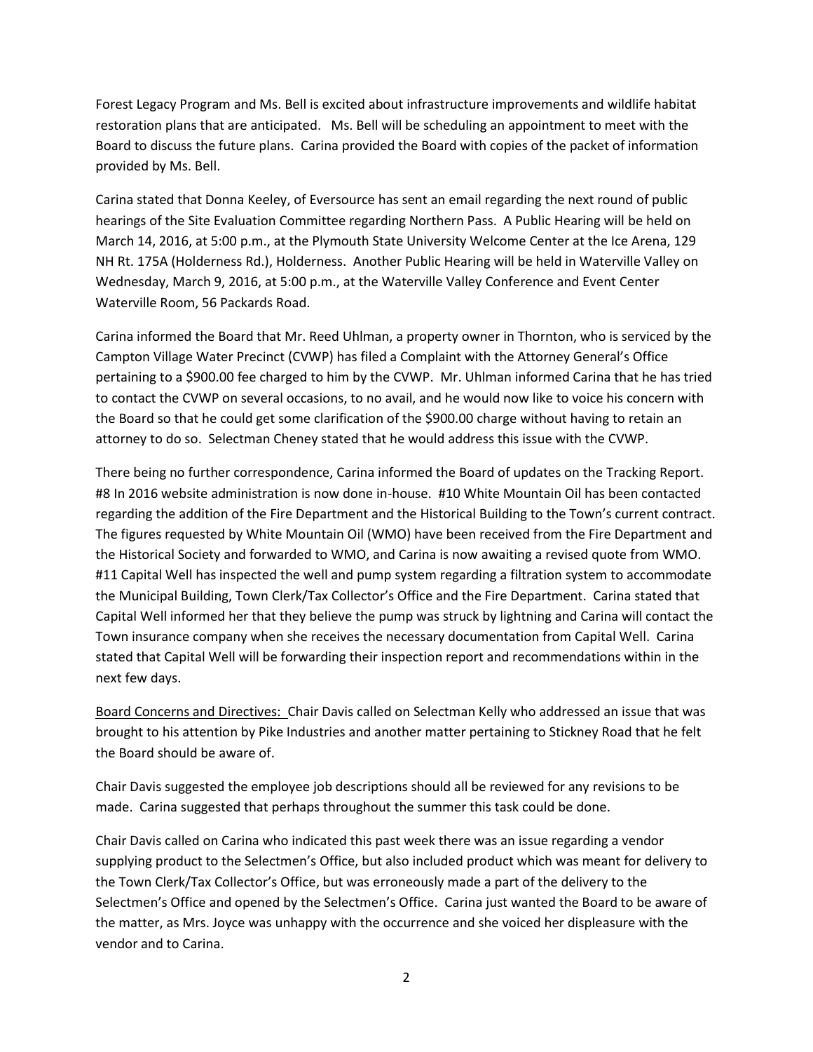Forest Legacy Program and Ms. Bell is excited about infrastructure improvements and wildlife habitat restoration plans that are anticipated. Ms. Bell will be scheduling an appointment to meet with the Board to discuss the future plans. Carina provided the Board with copies of the packet of information provided by Ms. Bell.

Carina stated that Donna Keeley, of Eversource has sent an email regarding the next round of public hearings of the Site Evaluation Committee regarding Northern Pass. A Public Hearing will be held on March 14, 2016, at 5:00 p.m., at the Plymouth State University Welcome Center at the Ice Arena, 129 NH Rt. 175A (Holderness Rd.), Holderness. Another Public Hearing will be held in Waterville Valley on Wednesday, March 9, 2016, at 5:00 p.m., at the Waterville Valley Conference and Event Center Waterville Room, 56 Packards Road.

Carina informed the Board that Mr. Reed Uhlman, a property owner in Thornton, who is serviced by the Campton Village Water Precinct (CVWP) has filed a Complaint with the Attorney General's Office pertaining to a $900.00 fee charged to him by the CVWP. Mr. Uhlman informed Carina that he has tried to contact the CVWP on several occasions, to no avail, and he would now like to voice his concern with the Board so that he could get some clarification of the $900.00 charge without having to retain an attorney to do so. Selectman Cheney stated that he would address this issue with the CVWP.

There being no further correspondence, Carina informed the Board of updates on the Tracking Report. #8 In 2016 website administration is now done in-house. #10 White Mountain Oil has been contacted regarding the addition of the Fire Department and the Historical Building to the Town's current contract. The figures requested by White Mountain Oil (WMO) have been received from the Fire Department and the Historical Society and forwarded to WMO, and Carina is now awaiting a revised quote from WMO. #11 Capital Well has inspected the well and pump system regarding a filtration system to accommodate the Municipal Building, Town Clerk/Tax Collector's Office and the Fire Department. Carina stated that Capital Well informed her that they believe the pump was struck by lightning and Carina will contact the Town insurance company when she receives the necessary documentation from Capital Well. Carina stated that Capital Well will be forwarding their inspection report and recommendations within in the next few days.

Board Concerns and Directives: Chair Davis called on Selectman Kelly who addressed an issue that was brought to his attention by Pike Industries and another matter pertaining to Stickney Road that he felt the Board should be aware of.

Chair Davis suggested the employee job descriptions should all be reviewed for any revisions to be made. Carina suggested that perhaps throughout the summer this task could be done.

Chair Davis called on Carina who indicated this past week there was an issue regarding a vendor supplying product to the Selectmen's Office, but also included product which was meant for delivery to the Town Clerk/Tax Collector's Office, but was erroneously made a part of the delivery to the Selectmen's Office and opened by the Selectmen's Office. Carina just wanted the Board to be aware of the matter, as Mrs. Joyce was unhappy with the occurrence and she voiced her displeasure with the vendor and to Carina.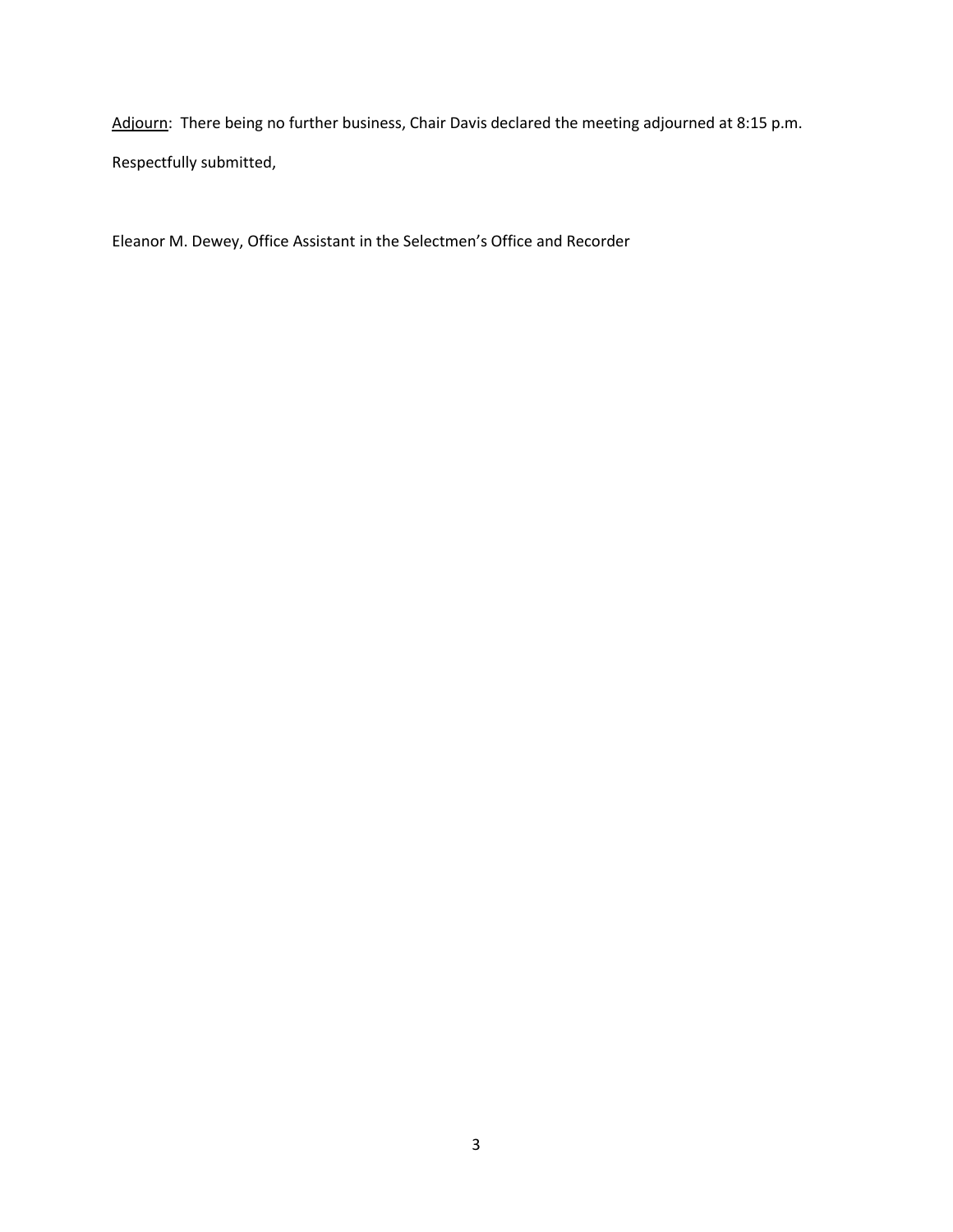<u>Adjourn</u>: There being no further business, Chair Davis declared the meeting adjourned at 8:15 p.m.

Respectfully submitted,

Eleanor M. Dewey, Office Assistant in the Selectmen's Office and Recorder